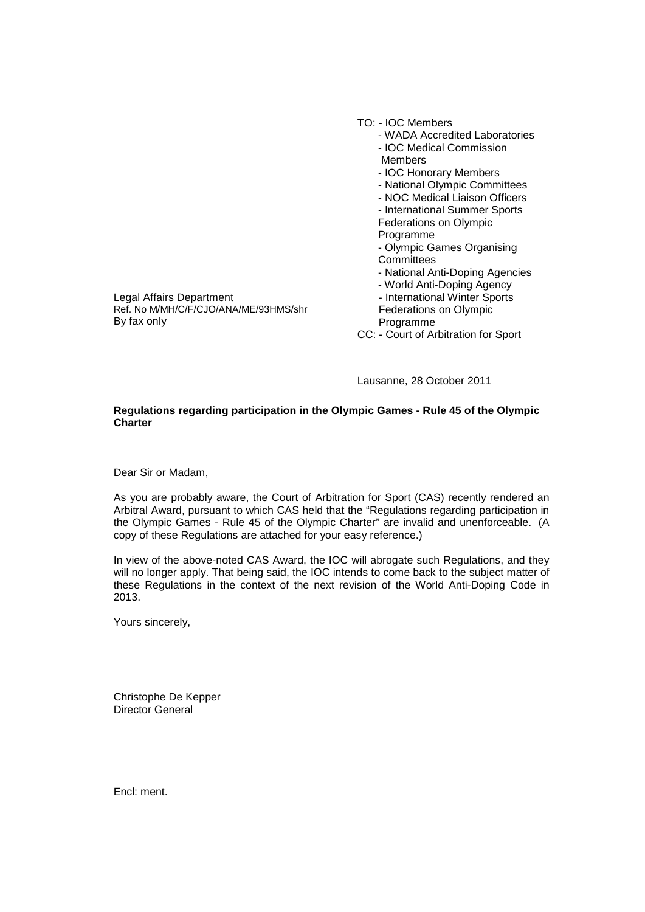TO: - IOC Members
- WADA Accredited Laboratories
- IOC Medical Commission Members
- IOC Honorary Members
- National Olympic Committees
- NOC Medical Liaison Officers
- International Summer Sports Federations on Olympic Programme
- Olympic Games Organising Committees
- National Anti-Doping Agencies
- World Anti-Doping Agency
- International Winter Sports Federations on Olympic Programme

CC: - Court of Arbitration for Sport

Legal Affairs Department
Ref. No M/MH/C/F/CJO/ANA/ME/93HMS/shr
By fax only

Lausanne, 28 October 2011

**Regulations regarding participation in the Olympic Games - Rule 45 of the Olympic Charter**

Dear Sir or Madam,

As you are probably aware, the Court of Arbitration for Sport (CAS) recently rendered an Arbitral Award, pursuant to which CAS held that the "Regulations regarding participation in the Olympic Games - Rule 45 of the Olympic Charter" are invalid and unenforceable. (A copy of these Regulations are attached for your easy reference.)

In view of the above-noted CAS Award, the IOC will abrogate such Regulations, and they will no longer apply. That being said, the IOC intends to come back to the subject matter of these Regulations in the context of the next revision of the World Anti-Doping Code in 2013.

Yours sincerely,

Christophe De Kepper
Director General

Encl: ment.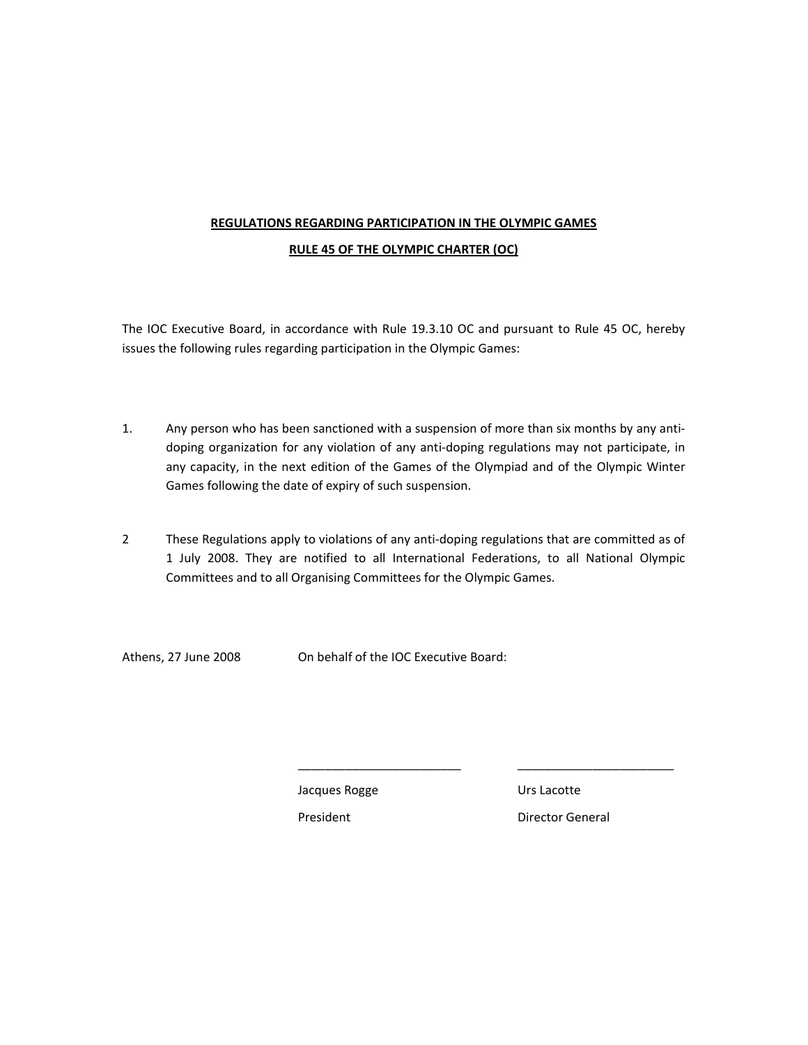**REGULATIONS REGARDING PARTICIPATION IN THE OLYMPIC GAMES**

**RULE 45 OF THE OLYMPIC CHARTER (OC)**

The IOC Executive Board, in accordance with Rule 19.3.10 OC and pursuant to Rule 45 OC, hereby issues the following rules regarding participation in the Olympic Games:

1. Any person who has been sanctioned with a suspension of more than six months by any anti-doping organization for any violation of any anti-doping regulations may not participate, in any capacity, in the next edition of the Games of the Olympiad and of the Olympic Winter Games following the date of expiry of such suspension.

2 These Regulations apply to violations of any anti-doping regulations that are committed as of 1 July 2008. They are notified to all International Federations, to all National Olympic Committees and to all Organising Committees for the Olympic Games.

Athens, 27 June 2008 On behalf of the IOC Executive Board:

\_\_\_\_\_\_\_\_\_\_\_\_\_\_\_\_\_\_\_\_\_\_\_\_ \_\_\_\_\_\_\_\_\_\_\_\_\_\_\_\_\_\_\_\_\_\_\_\_

Jacques Rogge Urs Lacotte

President Director General